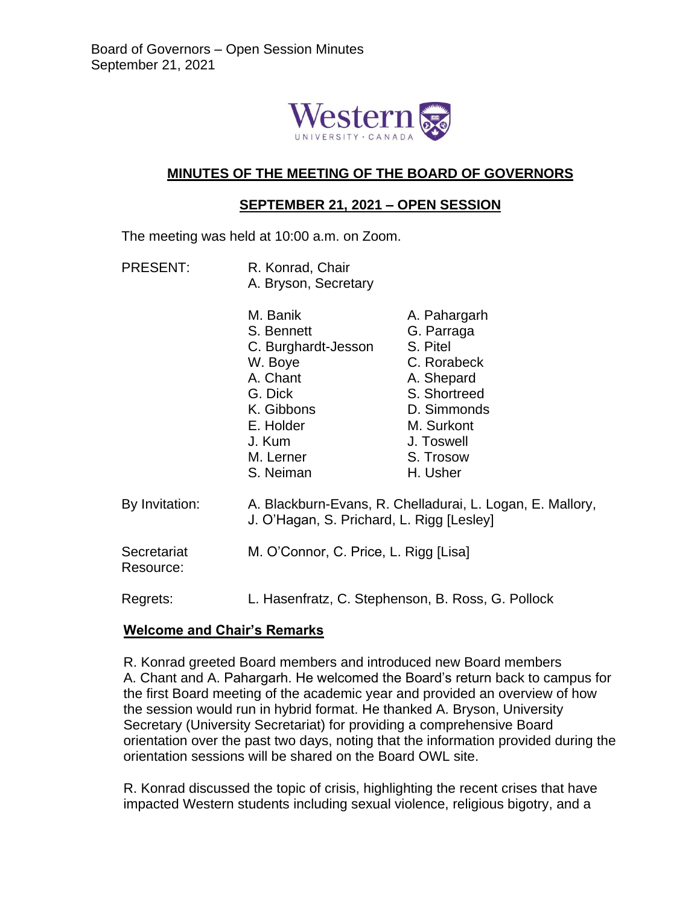# MINUTES OF THE MEETING OF THE BOARD OF GOVERNORS

## SEPTEMBER 21, 2021 – OPEN SESSION

The meeting was held at 10:00 a.m. on Zoom.

| | | |
|---|---|---|
| PRESENT: | R. Konrad, Chair<br>A. Bryson, Secretary | |
| | M. Banik | A. Pahargarh |
| | S. Bennett | G. Parraga |
| | C. Burghardt-Jesson | S. Pitel |
| | W. Boye | C. Rorabeck |
| | A. Chant | A. Shepard |
| | G. Dick | S. Shortreed |
| | K. Gibbons | D. Simmonds |
| | E. Holder | M. Surkont |
| | J. Kum | J. Toswell |
| | M. Lerner | S. Trosow |
| | S. Neiman | H. Usher |
| By Invitation: | A. Blackburn-Evans, R. Chelladurai, L. Logan, E. Mallory, J. O'Hagan, S. Prichard, L. Rigg [Lesley] | |
| Secretariat Resource: | M. O'Connor, C. Price, L. Rigg [Lisa] | |
| Regrets: | L. Hasenfratz, C. Stephenson, B. Ross, G. Pollock | |

### Welcome and Chair's Remarks

R. Konrad greeted Board members and introduced new Board members A. Chant and A. Pahargarh. He welcomed the Board's return back to campus for the first Board meeting of the academic year and provided an overview of how the session would run in hybrid format. He thanked A. Bryson, University Secretary (University Secretariat) for providing a comprehensive Board orientation over the past two days, noting that the information provided during the orientation sessions will be shared on the Board OWL site.

R. Konrad discussed the topic of crisis, highlighting the recent crises that have impacted Western students including sexual violence, religious bigotry, and a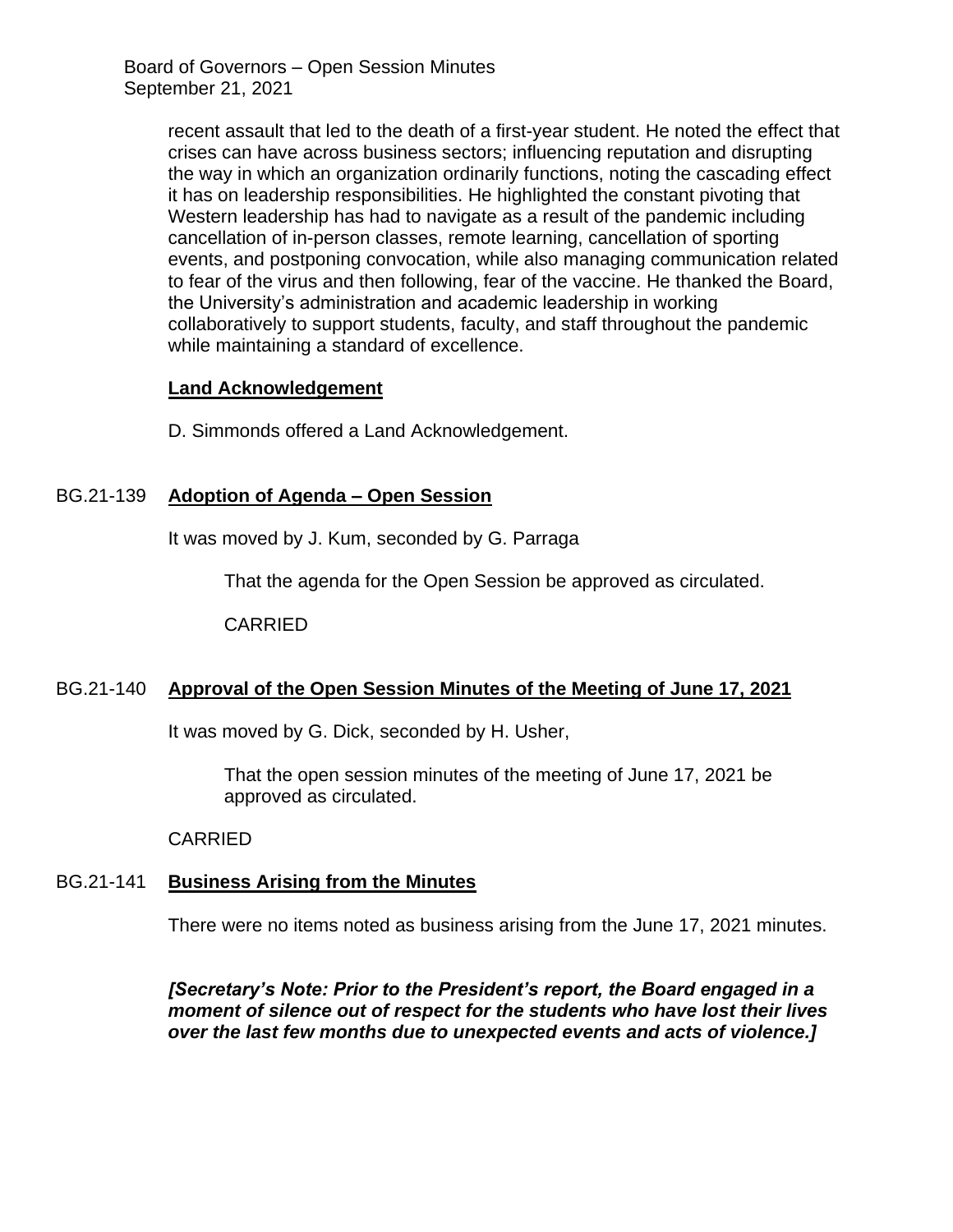recent assault that led to the death of a first-year student. He noted the effect that crises can have across business sectors; influencing reputation and disrupting the way in which an organization ordinarily functions, noting the cascading effect it has on leadership responsibilities. He highlighted the constant pivoting that Western leadership has had to navigate as a result of the pandemic including cancellation of in-person classes, remote learning, cancellation of sporting events, and postponing convocation, while also managing communication related to fear of the virus and then following, fear of the vaccine. He thanked the Board, the University's administration and academic leadership in working collaboratively to support students, faculty, and staff throughout the pandemic while maintaining a standard of excellence.

**Land Acknowledgement**

D. Simmonds offered a Land Acknowledgement.

## BG.21-139 **Adoption of Agenda – Open Session**

It was moved by J. Kum, seconded by G. Parraga

> That the agenda for the Open Session be approved as circulated.
>
> CARRIED

## BG.21-140 **Approval of the Open Session Minutes of the Meeting of June 17, 2021**

It was moved by G. Dick, seconded by H. Usher,

> That the open session minutes of the meeting of June 17, 2021 be approved as circulated.

CARRIED

## BG.21-141 **Business Arising from the Minutes**

There were no items noted as business arising from the June 17, 2021 minutes.

***[Secretary's Note: Prior to the President's report, the Board engaged in a moment of silence out of respect for the students who have lost their lives over the last few months due to unexpected events and acts of violence.]***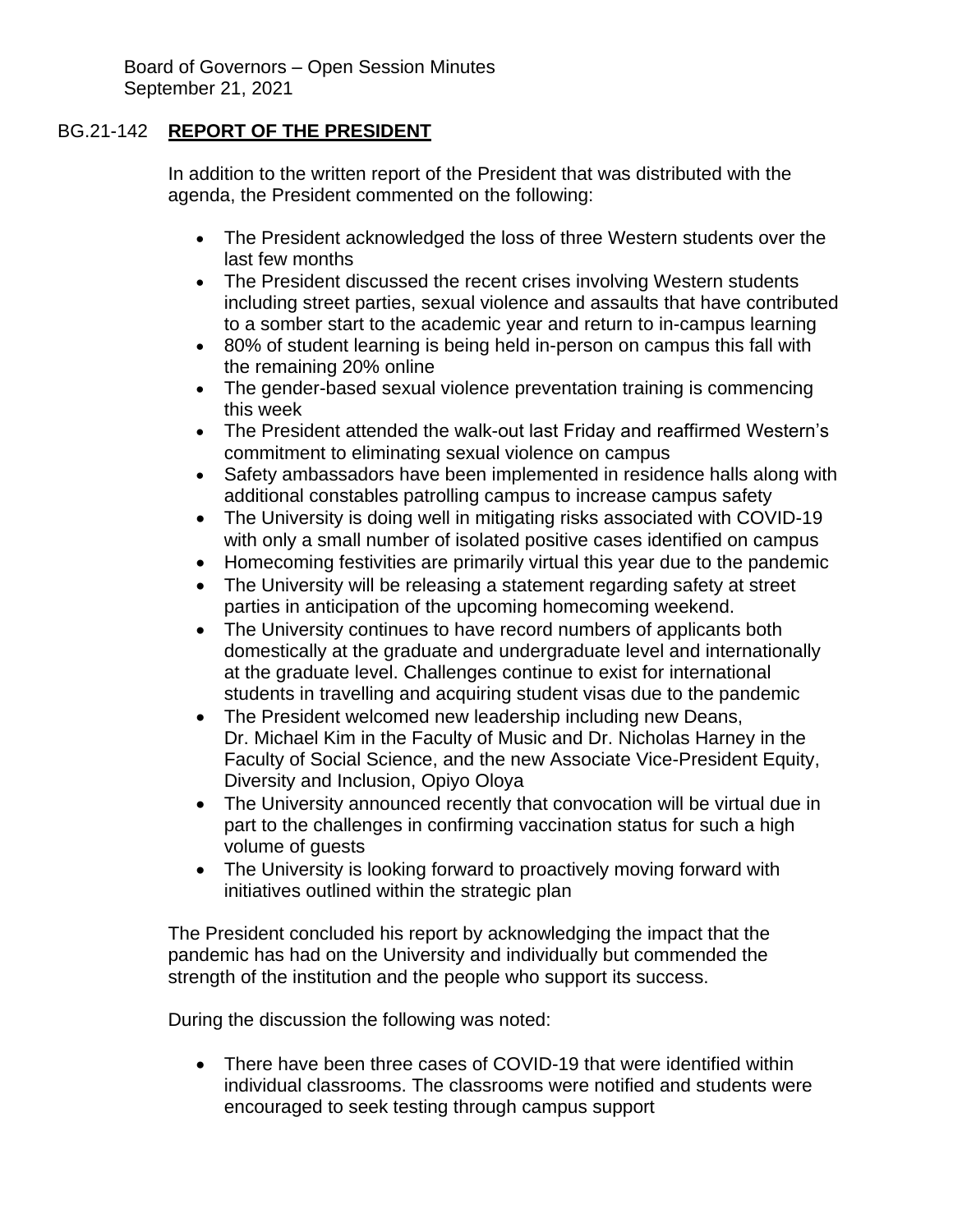BG.21-142 **REPORT OF THE PRESIDENT**

In addition to the written report of the President that was distributed with the agenda, the President commented on the following:

- The President acknowledged the loss of three Western students over the last few months
- The President discussed the recent crises involving Western students including street parties, sexual violence and assaults that have contributed to a somber start to the academic year and return to in-campus learning
- 80% of student learning is being held in-person on campus this fall with the remaining 20% online
- The gender-based sexual violence prevention training is commencing this week
- The President attended the walk-out last Friday and reaffirmed Western's commitment to eliminating sexual violence on campus
- Safety ambassadors have been implemented in residence halls along with additional constables patrolling campus to increase campus safety
- The University is doing well in mitigating risks associated with COVID-19 with only a small number of isolated positive cases identified on campus
- Homecoming festivities are primarily virtual this year due to the pandemic
- The University will be releasing a statement regarding safety at street parties in anticipation of the upcoming homecoming weekend.
- The University continues to have record numbers of applicants both domestically at the graduate and undergraduate level and internationally at the graduate level. Challenges continue to exist for international students in travelling and acquiring student visas due to the pandemic
- The President welcomed new leadership including new Deans, Dr. Michael Kim in the Faculty of Music and Dr. Nicholas Harney in the Faculty of Social Science, and the new Associate Vice-President Equity, Diversity and Inclusion, Opiyo Oloya
- The University announced recently that convocation will be virtual due in part to the challenges in confirming vaccination status for such a high volume of guests
- The University is looking forward to proactively moving forward with initiatives outlined within the strategic plan

The President concluded his report by acknowledging the impact that the pandemic has had on the University and individually but commended the strength of the institution and the people who support its success.

During the discussion the following was noted:

- There have been three cases of COVID-19 that were identified within individual classrooms. The classrooms were notified and students were encouraged to seek testing through campus support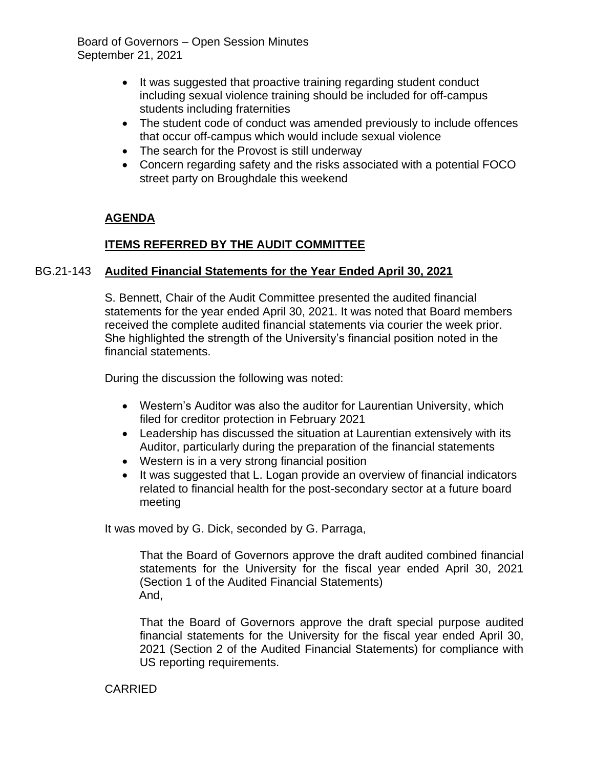- It was suggested that proactive training regarding student conduct including sexual violence training should be included for off-campus students including fraternities
- The student code of conduct was amended previously to include offences that occur off-campus which would include sexual violence
- The search for the Provost is still underway
- Concern regarding safety and the risks associated with a potential FOCO street party on Broughdale this weekend

## AGENDA

## ITEMS REFERRED BY THE AUDIT COMMITTEE

### BG.21-143 Audited Financial Statements for the Year Ended April 30, 2021

S. Bennett, Chair of the Audit Committee presented the audited financial statements for the year ended April 30, 2021. It was noted that Board members received the complete audited financial statements via courier the week prior. She highlighted the strength of the University's financial position noted in the financial statements.

During the discussion the following was noted:

- Western's Auditor was also the auditor for Laurentian University, which filed for creditor protection in February 2021
- Leadership has discussed the situation at Laurentian extensively with its Auditor, particularly during the preparation of the financial statements
- Western is in a very strong financial position
- It was suggested that L. Logan provide an overview of financial indicators related to financial health for the post-secondary sector at a future board meeting

It was moved by G. Dick, seconded by G. Parraga,

> That the Board of Governors approve the draft audited combined financial statements for the University for the fiscal year ended April 30, 2021 (Section 1 of the Audited Financial Statements)
> And,
>
> That the Board of Governors approve the draft special purpose audited financial statements for the University for the fiscal year ended April 30, 2021 (Section 2 of the Audited Financial Statements) for compliance with US reporting requirements.

CARRIED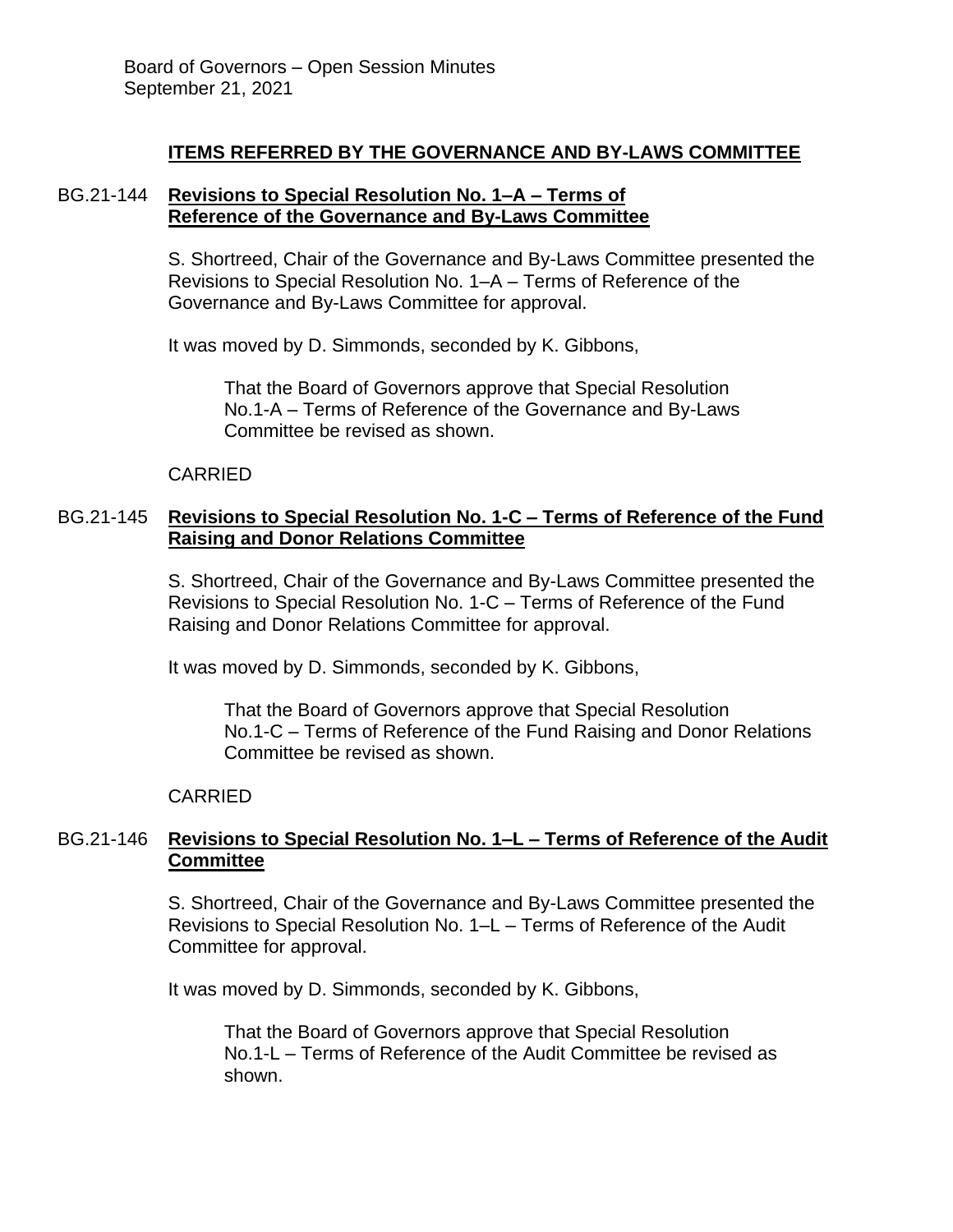## ITEMS REFERRED BY THE GOVERNANCE AND BY-LAWS COMMITTEE

**BG.21-144 Revisions to Special Resolution No. 1–A – Terms of Reference of the Governance and By-Laws Committee**

S. Shortreed, Chair of the Governance and By-Laws Committee presented the Revisions to Special Resolution No. 1–A – Terms of Reference of the Governance and By-Laws Committee for approval.

It was moved by D. Simmonds, seconded by K. Gibbons,

> That the Board of Governors approve that Special Resolution No.1-A – Terms of Reference of the Governance and By-Laws Committee be revised as shown.

CARRIED

**BG.21-145 Revisions to Special Resolution No. 1-C – Terms of Reference of the Fund Raising and Donor Relations Committee**

S. Shortreed, Chair of the Governance and By-Laws Committee presented the Revisions to Special Resolution No. 1-C – Terms of Reference of the Fund Raising and Donor Relations Committee for approval.

It was moved by D. Simmonds, seconded by K. Gibbons,

> That the Board of Governors approve that Special Resolution No.1-C – Terms of Reference of the Fund Raising and Donor Relations Committee be revised as shown.

CARRIED

**BG.21-146 Revisions to Special Resolution No. 1–L – Terms of Reference of the Audit Committee**

S. Shortreed, Chair of the Governance and By-Laws Committee presented the Revisions to Special Resolution No. 1–L – Terms of Reference of the Audit Committee for approval.

It was moved by D. Simmonds, seconded by K. Gibbons,

> That the Board of Governors approve that Special Resolution No.1-L – Terms of Reference of the Audit Committee be revised as shown.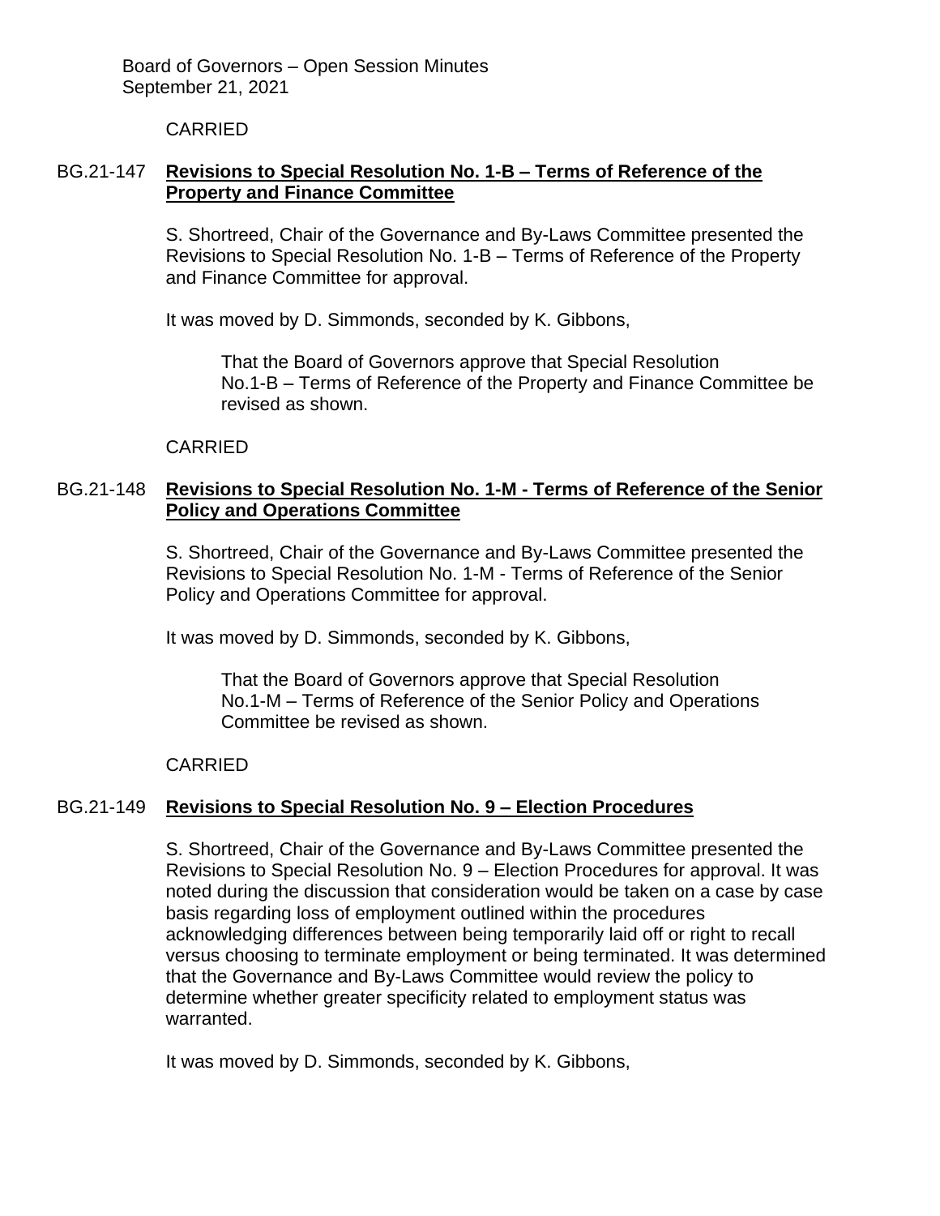CARRIED

**BG.21-147 Revisions to Special Resolution No. 1-B – Terms of Reference of the Property and Finance Committee**

S. Shortreed, Chair of the Governance and By-Laws Committee presented the Revisions to Special Resolution No. 1-B – Terms of Reference of the Property and Finance Committee for approval.

It was moved by D. Simmonds, seconded by K. Gibbons,

> That the Board of Governors approve that Special Resolution No.1-B – Terms of Reference of the Property and Finance Committee be revised as shown.

CARRIED

**BG.21-148 Revisions to Special Resolution No. 1-M - Terms of Reference of the Senior Policy and Operations Committee**

S. Shortreed, Chair of the Governance and By-Laws Committee presented the Revisions to Special Resolution No. 1-M - Terms of Reference of the Senior Policy and Operations Committee for approval.

It was moved by D. Simmonds, seconded by K. Gibbons,

> That the Board of Governors approve that Special Resolution No.1-M – Terms of Reference of the Senior Policy and Operations Committee be revised as shown.

CARRIED

**BG.21-149 Revisions to Special Resolution No. 9 – Election Procedures**

S. Shortreed, Chair of the Governance and By-Laws Committee presented the Revisions to Special Resolution No. 9 – Election Procedures for approval. It was noted during the discussion that consideration would be taken on a case by case basis regarding loss of employment outlined within the procedures acknowledging differences between being temporarily laid off or right to recall versus choosing to terminate employment or being terminated. It was determined that the Governance and By-Laws Committee would review the policy to determine whether greater specificity related to employment status was warranted.

It was moved by D. Simmonds, seconded by K. Gibbons,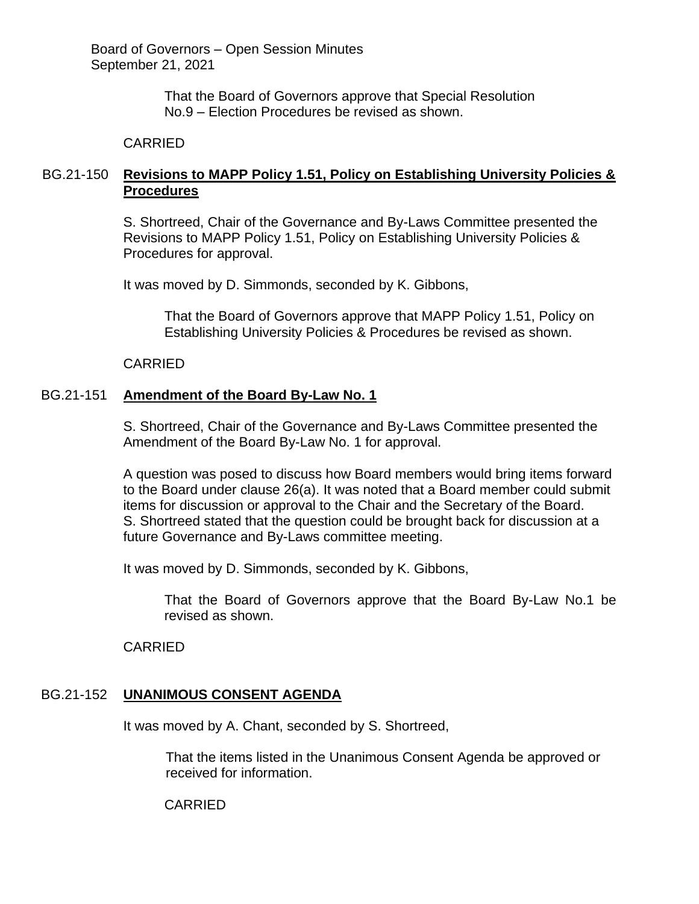That the Board of Governors approve that Special Resolution No.9 – Election Procedures be revised as shown.

CARRIED

BG.21-150 **Revisions to MAPP Policy 1.51, Policy on Establishing University Policies & Procedures**

S. Shortreed, Chair of the Governance and By-Laws Committee presented the Revisions to MAPP Policy 1.51, Policy on Establishing University Policies & Procedures for approval.

It was moved by D. Simmonds, seconded by K. Gibbons,

> That the Board of Governors approve that MAPP Policy 1.51, Policy on Establishing University Policies & Procedures be revised as shown.

CARRIED

BG.21-151 **Amendment of the Board By-Law No. 1**

S. Shortreed, Chair of the Governance and By-Laws Committee presented the Amendment of the Board By-Law No. 1 for approval.

A question was posed to discuss how Board members would bring items forward to the Board under clause 26(a). It was noted that a Board member could submit items for discussion or approval to the Chair and the Secretary of the Board. S. Shortreed stated that the question could be brought back for discussion at a future Governance and By-Laws committee meeting.

It was moved by D. Simmonds, seconded by K. Gibbons,

> That the Board of Governors approve that the Board By-Law No.1 be revised as shown.

CARRIED

BG.21-152 **UNANIMOUS CONSENT AGENDA**

It was moved by A. Chant, seconded by S. Shortreed,

> That the items listed in the Unanimous Consent Agenda be approved or received for information.
>
> CARRIED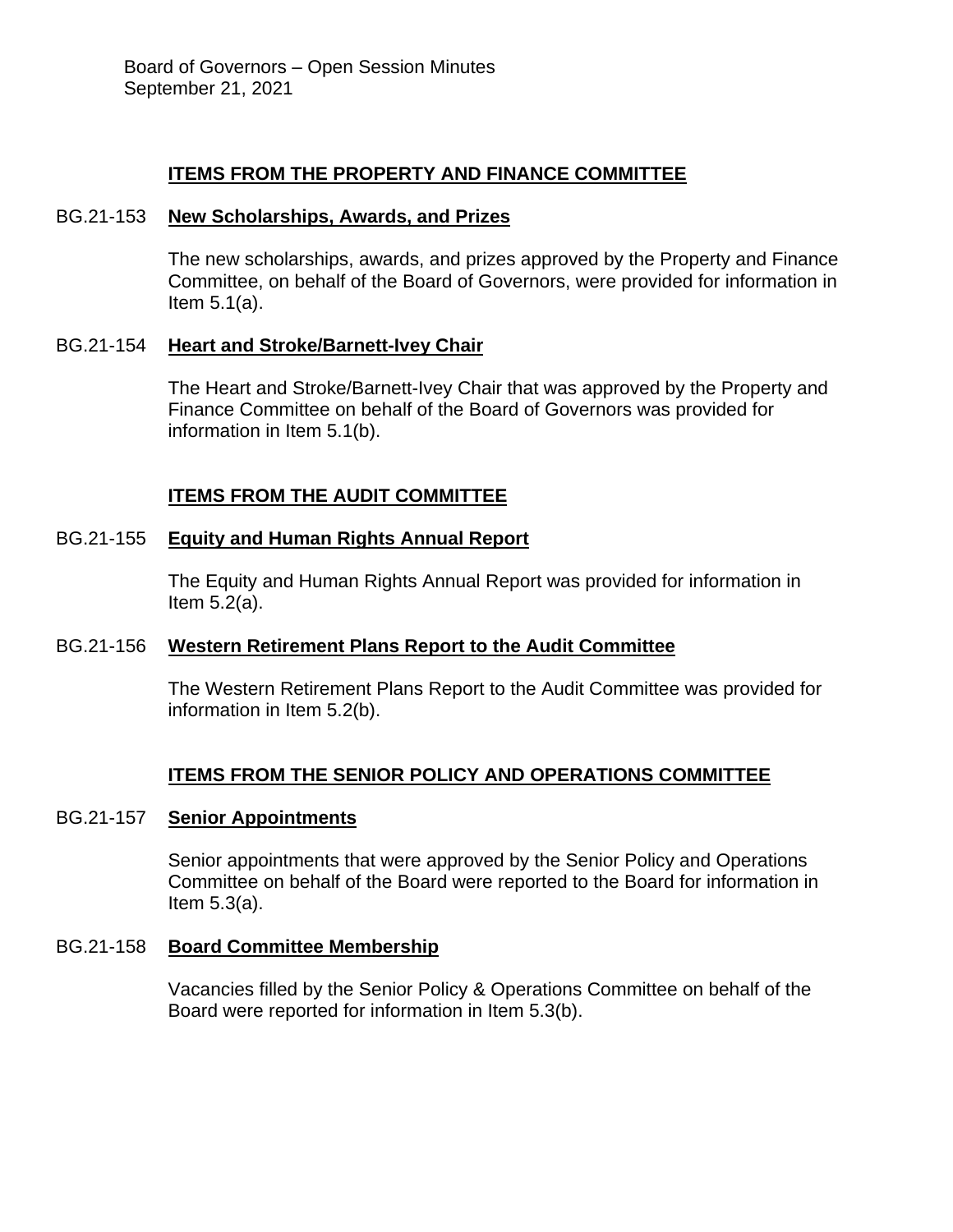## ITEMS FROM THE PROPERTY AND FINANCE COMMITTEE

BG.21-153 **New Scholarships, Awards, and Prizes**

The new scholarships, awards, and prizes approved by the Property and Finance Committee, on behalf of the Board of Governors, were provided for information in Item 5.1(a).

BG.21-154 **Heart and Stroke/Barnett-Ivey Chair**

The Heart and Stroke/Barnett-Ivey Chair that was approved by the Property and Finance Committee on behalf of the Board of Governors was provided for information in Item 5.1(b).

## ITEMS FROM THE AUDIT COMMITTEE

BG.21-155 **Equity and Human Rights Annual Report**

The Equity and Human Rights Annual Report was provided for information in Item 5.2(a).

BG.21-156 **Western Retirement Plans Report to the Audit Committee**

The Western Retirement Plans Report to the Audit Committee was provided for information in Item 5.2(b).

## ITEMS FROM THE SENIOR POLICY AND OPERATIONS COMMITTEE

BG.21-157 **Senior Appointments**

Senior appointments that were approved by the Senior Policy and Operations Committee on behalf of the Board were reported to the Board for information in Item 5.3(a).

BG.21-158 **Board Committee Membership**

Vacancies filled by the Senior Policy & Operations Committee on behalf of the Board were reported for information in Item 5.3(b).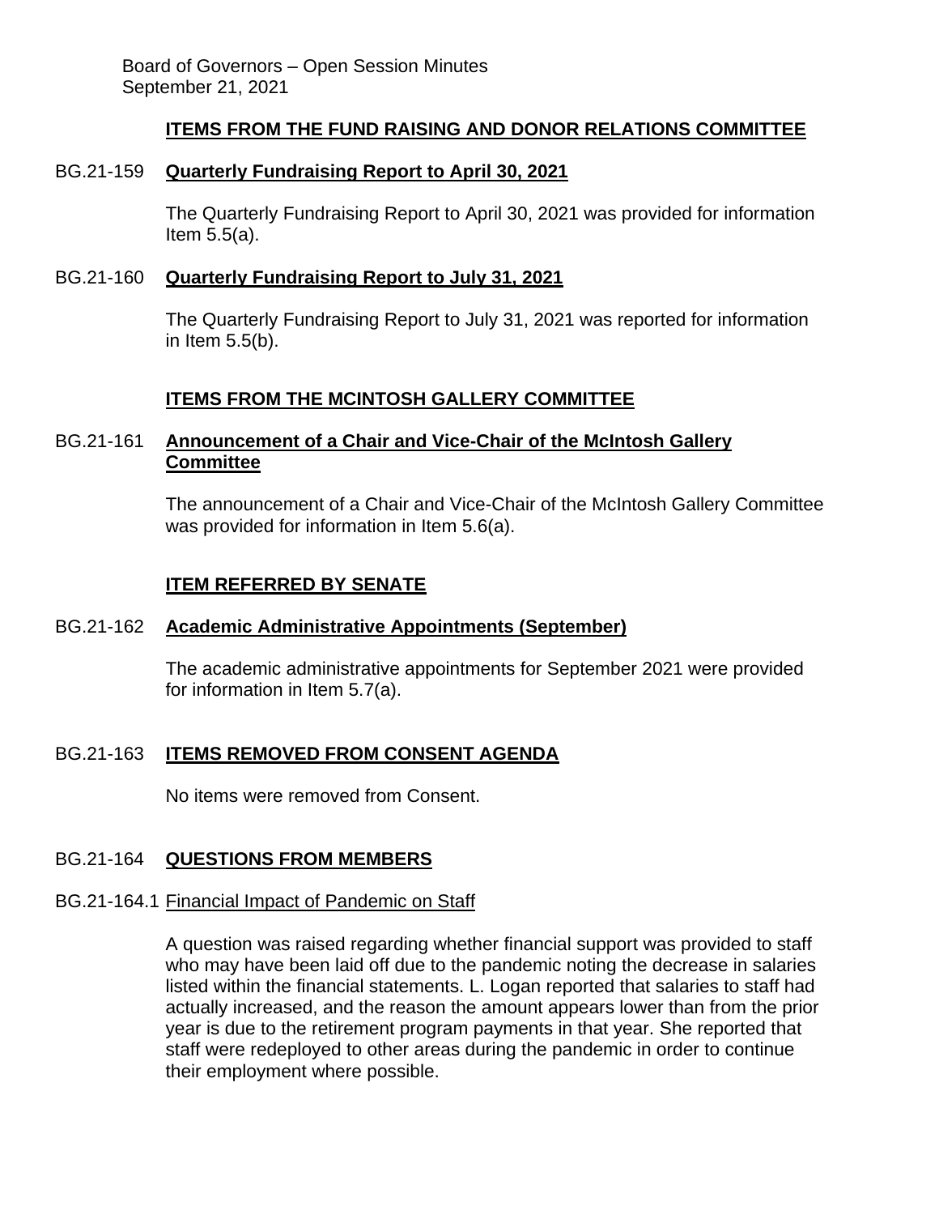## ITEMS FROM THE FUND RAISING AND DONOR RELATIONS COMMITTEE

BG.21-159 **Quarterly Fundraising Report to April 30, 2021**

The Quarterly Fundraising Report to April 30, 2021 was provided for information Item 5.5(a).

BG.21-160 **Quarterly Fundraising Report to July 31, 2021**

The Quarterly Fundraising Report to July 31, 2021 was reported for information in Item 5.5(b).

## ITEMS FROM THE MCINTOSH GALLERY COMMITTEE

BG.21-161 **Announcement of a Chair and Vice-Chair of the McIntosh Gallery Committee**

The announcement of a Chair and Vice-Chair of the McIntosh Gallery Committee was provided for information in Item 5.6(a).

## ITEM REFERRED BY SENATE

BG.21-162 **Academic Administrative Appointments (September)**

The academic administrative appointments for September 2021 were provided for information in Item 5.7(a).

BG.21-163 **ITEMS REMOVED FROM CONSENT AGENDA**

No items were removed from Consent.

BG.21-164 **QUESTIONS FROM MEMBERS**

BG.21-164.1 Financial Impact of Pandemic on Staff

A question was raised regarding whether financial support was provided to staff who may have been laid off due to the pandemic noting the decrease in salaries listed within the financial statements. L. Logan reported that salaries to staff had actually increased, and the reason the amount appears lower than from the prior year is due to the retirement program payments in that year. She reported that staff were redeployed to other areas during the pandemic in order to continue their employment where possible.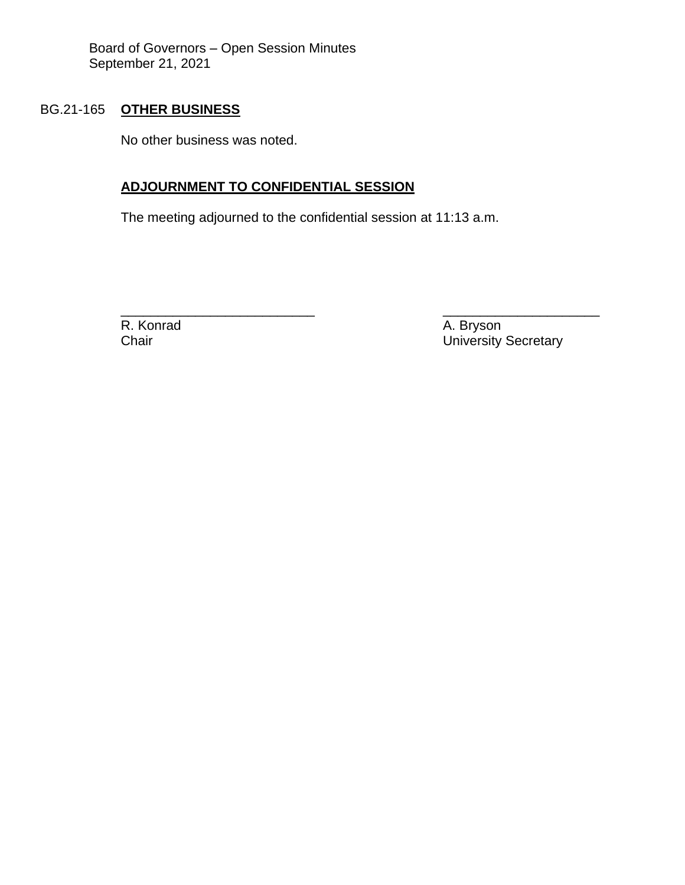BG.21-165 **OTHER BUSINESS**

No other business was noted.

**ADJOURNMENT TO CONFIDENTIAL SESSION**

The meeting adjourned to the confidential session at 11:13 a.m.

| | |
|---|---|
| ___________________________ | ______________________ |
| R. Konrad | A. Bryson |
| Chair | University Secretary |